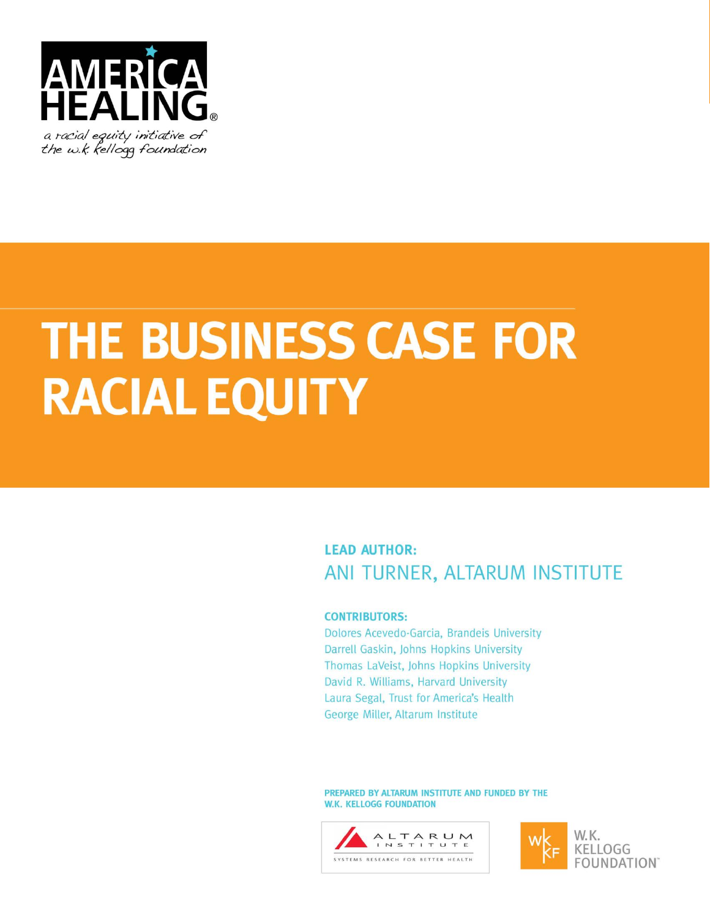AMERICA HEALING®

*a racial equity initiative of the w.k. kellogg foundation*

# THE BUSINESS CASE FOR RACIAL EQUITY

**LEAD AUTHOR:**
ANI TURNER, ALTARUM INSTITUTE

**CONTRIBUTORS:**
Dolores Acevedo-Garcia, Brandeis University
Darrell Gaskin, Johns Hopkins University
Thomas LaVeist, Johns Hopkins University
David R. Williams, Harvard University
Laura Segal, Trust for America's Health
George Miller, Altarum Institute

**PREPARED BY ALTARUM INSTITUTE AND FUNDED BY THE W.K. KELLOGG FOUNDATION**

ALTARUM INSTITUTE
SYSTEMS RESEARCH FOR BETTER HEALTH

W.K. KELLOGG FOUNDATION™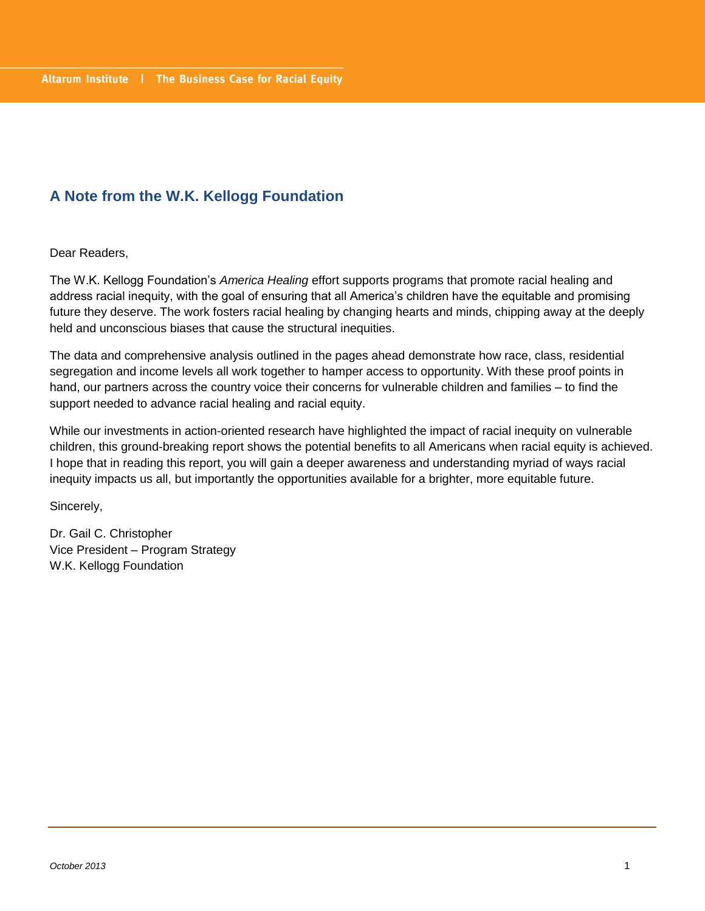## A Note from the W.K. Kellogg Foundation

Dear Readers,

The W.K. Kellogg Foundation's *America Healing* effort supports programs that promote racial healing and address racial inequity, with the goal of ensuring that all America's children have the equitable and promising future they deserve. The work fosters racial healing by changing hearts and minds, chipping away at the deeply held and unconscious biases that cause the structural inequities.

The data and comprehensive analysis outlined in the pages ahead demonstrate how race, class, residential segregation and income levels all work together to hamper access to opportunity. With these proof points in hand, our partners across the country voice their concerns for vulnerable children and families – to find the support needed to advance racial healing and racial equity.

While our investments in action-oriented research have highlighted the impact of racial inequity on vulnerable children, this ground-breaking report shows the potential benefits to all Americans when racial equity is achieved. I hope that in reading this report, you will gain a deeper awareness and understanding myriad of ways racial inequity impacts us all, but importantly the opportunities available for a brighter, more equitable future.

Sincerely,

Dr. Gail C. Christopher
Vice President – Program Strategy
W.K. Kellogg Foundation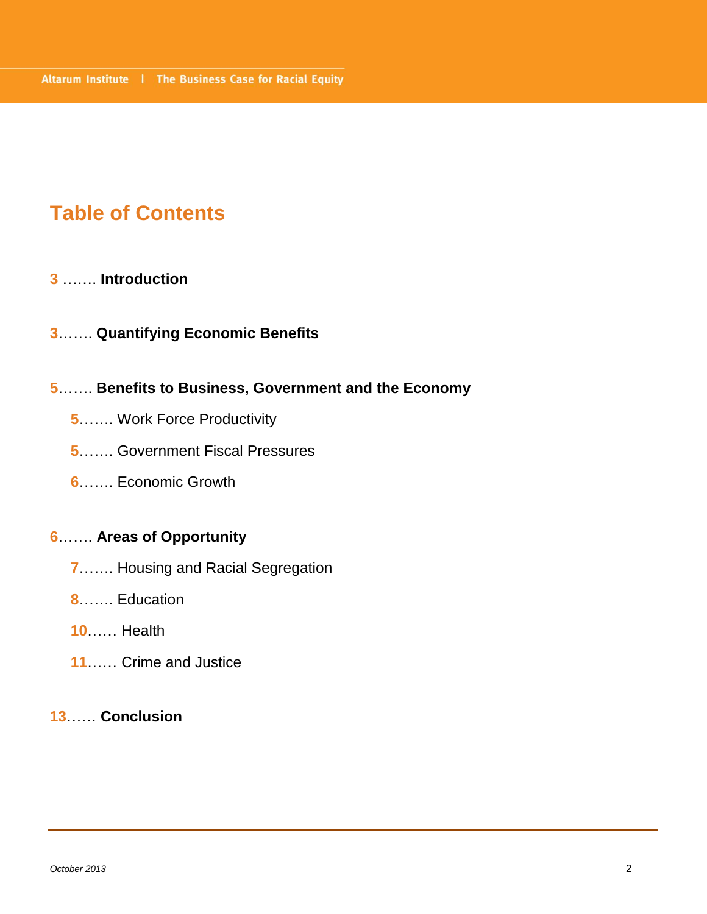# Table of Contents

**3** ……. **Introduction**

**3**……. **Quantifying Economic Benefits**

**5**……. **Benefits to Business, Government and the Economy**

- **5**……. Work Force Productivity
- **5**……. Government Fiscal Pressures
- **6**……. Economic Growth

**6**……. **Areas of Opportunity**

- **7**……. Housing and Racial Segregation
- **8**……. Education
- **10**…… Health
- **11**…… Crime and Justice

**13**…… **Conclusion**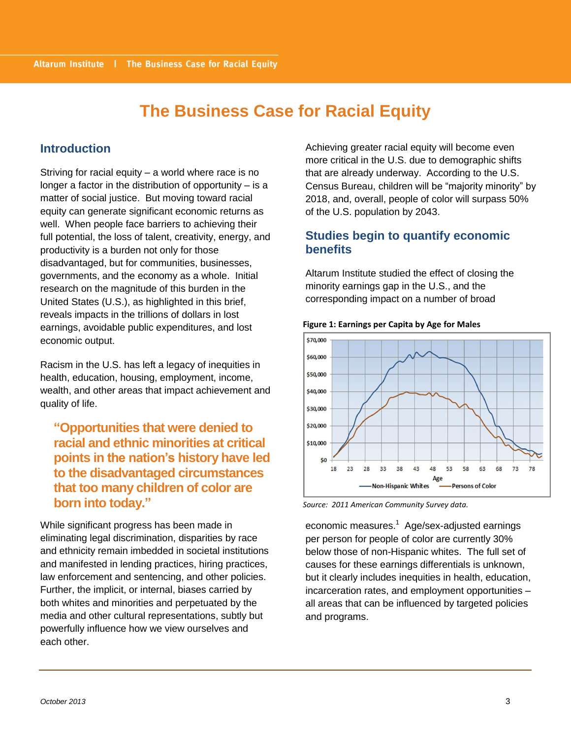# The Business Case for Racial Equity

## Introduction

Striving for racial equity – a world where race is no longer a factor in the distribution of opportunity – is a matter of social justice. But moving toward racial equity can generate significant economic returns as well. When people face barriers to achieving their full potential, the loss of talent, creativity, energy, and productivity is a burden not only for those disadvantaged, but for communities, businesses, governments, and the economy as a whole. Initial research on the magnitude of this burden in the United States (U.S.), as highlighted in this brief, reveals impacts in the trillions of dollars in lost earnings, avoidable public expenditures, and lost economic output.

Racism in the U.S. has left a legacy of inequities in health, education, housing, employment, income, wealth, and other areas that impact achievement and quality of life.

> **"Opportunities that were denied to racial and ethnic minorities at critical points in the nation's history have led to the disadvantaged circumstances that too many children of color are born into today."**

While significant progress has been made in eliminating legal discrimination, disparities by race and ethnicity remain imbedded in societal institutions and manifested in lending practices, hiring practices, law enforcement and sentencing, and other policies. Further, the implicit, or internal, biases carried by both whites and minorities and perpetuated by the media and other cultural representations, subtly but powerfully influence how we view ourselves and each other.

Achieving greater racial equity will become even more critical in the U.S. due to demographic shifts that are already underway. According to the U.S. Census Bureau, children will be "majority minority" by 2018, and, overall, people of color will surpass 50% of the U.S. population by 2043.

## Studies begin to quantify economic benefits

Altarum Institute studied the effect of closing the minority earnings gap in the U.S., and the corresponding impact on a number of broad economic measures.[1] Age/sex-adjusted earnings per person for people of color are currently 30% below those of non-Hispanic whites. The full set of causes for these earnings differentials is unknown, but it clearly includes inequities in health, education, incarceration rates, and employment opportunities – all areas that can be influenced by targeted policies and programs.

**Figure 1: Earnings per Capita by Age for Males**

*Source: 2011 American Community Survey data.*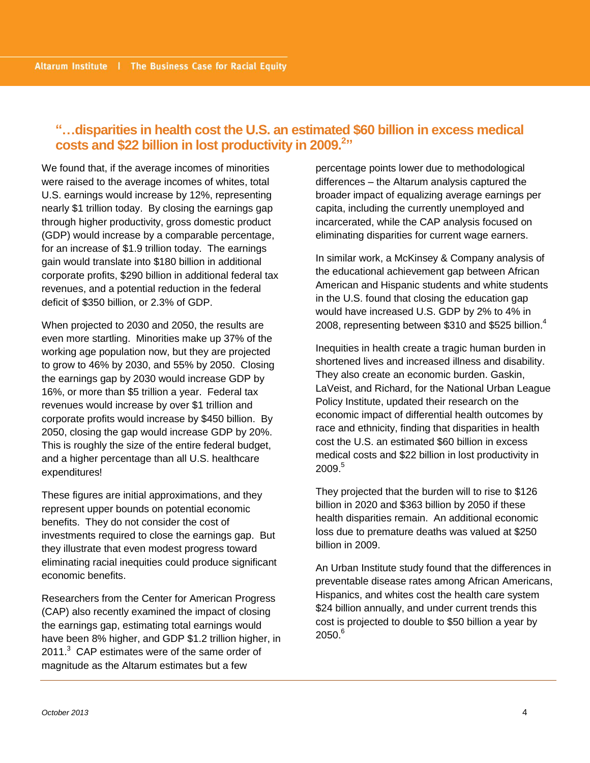**"…disparities in health cost the U.S. an estimated $60 billion in excess medical costs and $22 billion in lost productivity in 2009.[2]"**

We found that, if the average incomes of minorities were raised to the average incomes of whites, total U.S. earnings would increase by 12%, representing nearly $1 trillion today. By closing the earnings gap through higher productivity, gross domestic product (GDP) would increase by a comparable percentage, for an increase of $1.9 trillion today. The earnings gain would translate into $180 billion in additional corporate profits, $290 billion in additional federal tax revenues, and a potential reduction in the federal deficit of $350 billion, or 2.3% of GDP.

When projected to 2030 and 2050, the results are even more startling. Minorities make up 37% of the working age population now, but they are projected to grow to 46% by 2030, and 55% by 2050. Closing the earnings gap by 2030 would increase GDP by 16%, or more than $5 trillion a year. Federal tax revenues would increase by over $1 trillion and corporate profits would increase by $450 billion. By 2050, closing the gap would increase GDP by 20%. This is roughly the size of the entire federal budget, and a higher percentage than all U.S. healthcare expenditures!

These figures are initial approximations, and they represent upper bounds on potential economic benefits. They do not consider the cost of investments required to close the earnings gap. But they illustrate that even modest progress toward eliminating racial inequities could produce significant economic benefits.

Researchers from the Center for American Progress (CAP) also recently examined the impact of closing the earnings gap, estimating total earnings would have been 8% higher, and GDP $1.2 trillion higher, in 2011.[3] CAP estimates were of the same order of magnitude as the Altarum estimates but a few percentage points lower due to methodological differences – the Altarum analysis captured the broader impact of equalizing average earnings per capita, including the currently unemployed and incarcerated, while the CAP analysis focused on eliminating disparities for current wage earners.

In similar work, a McKinsey & Company analysis of the educational achievement gap between African American and Hispanic students and white students in the U.S. found that closing the education gap would have increased U.S. GDP by 2% to 4% in 2008, representing between $310 and $525 billion.[4]

Inequities in health create a tragic human burden in shortened lives and increased illness and disability. They also create an economic burden. Gaskin, LaVeist, and Richard, for the National Urban League Policy Institute, updated their research on the economic impact of differential health outcomes by race and ethnicity, finding that disparities in health cost the U.S. an estimated $60 billion in excess medical costs and $22 billion in lost productivity in 2009.[5]

They projected that the burden will to rise to $126 billion in 2020 and $363 billion by 2050 if these health disparities remain. An additional economic loss due to premature deaths was valued at $250 billion in 2009.

An Urban Institute study found that the differences in preventable disease rates among African Americans, Hispanics, and whites cost the health care system $24 billion annually, and under current trends this cost is projected to double to $50 billion a year by 2050.[6]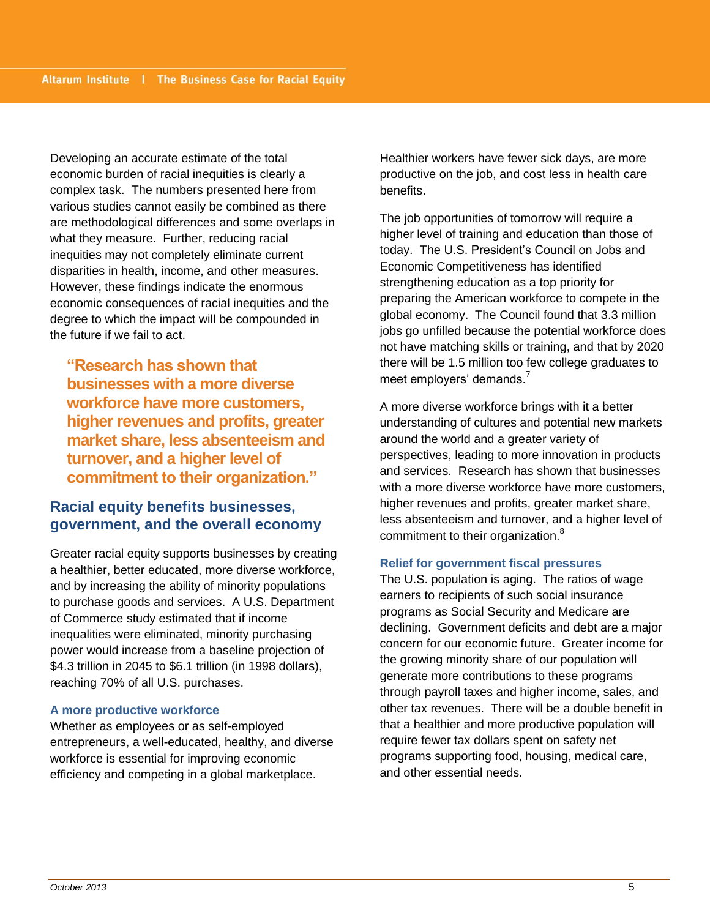Developing an accurate estimate of the total economic burden of racial inequities is clearly a complex task. The numbers presented here from various studies cannot easily be combined as there are methodological differences and some overlaps in what they measure. Further, reducing racial inequities may not completely eliminate current disparities in health, income, and other measures. However, these findings indicate the enormous economic consequences of racial inequities and the degree to which the impact will be compounded in the future if we fail to act.

**"Research has shown that businesses with a more diverse workforce have more customers, higher revenues and profits, greater market share, less absenteeism and turnover, and a higher level of commitment to their organization."**

## Racial equity benefits businesses, government, and the overall economy

Greater racial equity supports businesses by creating a healthier, better educated, more diverse workforce, and by increasing the ability of minority populations to purchase goods and services. A U.S. Department of Commerce study estimated that if income inequalities were eliminated, minority purchasing power would increase from a baseline projection of $4.3 trillion in 2045 to $6.1 trillion (in 1998 dollars), reaching 70% of all U.S. purchases.

### A more productive workforce

Whether as employees or as self-employed entrepreneurs, a well-educated, healthy, and diverse workforce is essential for improving economic efficiency and competing in a global marketplace. Healthier workers have fewer sick days, are more productive on the job, and cost less in health care benefits.

The job opportunities of tomorrow will require a higher level of training and education than those of today. The U.S. President's Council on Jobs and Economic Competitiveness has identified strengthening education as a top priority for preparing the American workforce to compete in the global economy. The Council found that 3.3 million jobs go unfilled because the potential workforce does not have matching skills or training, and that by 2020 there will be 1.5 million too few college graduates to meet employers' demands.[7]

A more diverse workforce brings with it a better understanding of cultures and potential new markets around the world and a greater variety of perspectives, leading to more innovation in products and services. Research has shown that businesses with a more diverse workforce have more customers, higher revenues and profits, greater market share, less absenteeism and turnover, and a higher level of commitment to their organization.[8]

### Relief for government fiscal pressures

The U.S. population is aging. The ratios of wage earners to recipients of such social insurance programs as Social Security and Medicare are declining. Government deficits and debt are a major concern for our economic future. Greater income for the growing minority share of our population will generate more contributions to these programs through payroll taxes and higher income, sales, and other tax revenues. There will be a double benefit in that a healthier and more productive population will require fewer tax dollars spent on safety net programs supporting food, housing, medical care, and other essential needs.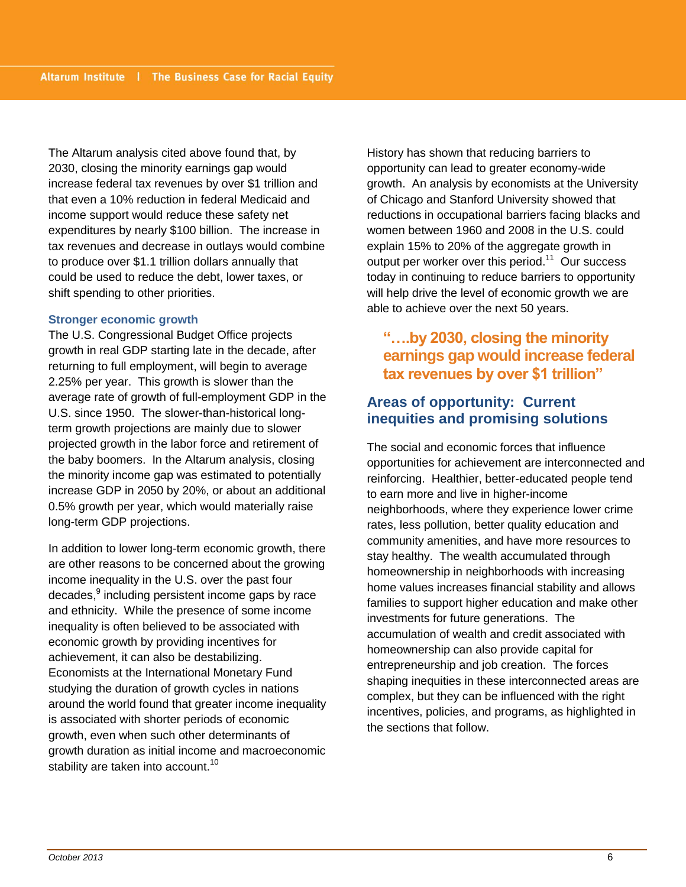The Altarum analysis cited above found that, by 2030, closing the minority earnings gap would increase federal tax revenues by over $1 trillion and that even a 10% reduction in federal Medicaid and income support would reduce these safety net expenditures by nearly $100 billion. The increase in tax revenues and decrease in outlays would combine to produce over $1.1 trillion dollars annually that could be used to reduce the debt, lower taxes, or shift spending to other priorities.

### Stronger economic growth

The U.S. Congressional Budget Office projects growth in real GDP starting late in the decade, after returning to full employment, will begin to average 2.25% per year. This growth is slower than the average rate of growth of full-employment GDP in the U.S. since 1950. The slower-than-historical long-term growth projections are mainly due to slower projected growth in the labor force and retirement of the baby boomers. In the Altarum analysis, closing the minority income gap was estimated to potentially increase GDP in 2050 by 20%, or about an additional 0.5% growth per year, which would materially raise long-term GDP projections.

In addition to lower long-term economic growth, there are other reasons to be concerned about the growing income inequality in the U.S. over the past four decades,[9] including persistent income gaps by race and ethnicity. While the presence of some income inequality is often believed to be associated with economic growth by providing incentives for achievement, it can also be destabilizing. Economists at the International Monetary Fund studying the duration of growth cycles in nations around the world found that greater income inequality is associated with shorter periods of economic growth, even when such other determinants of growth duration as initial income and macroeconomic stability are taken into account.[10]

History has shown that reducing barriers to opportunity can lead to greater economy-wide growth. An analysis by economists at the University of Chicago and Stanford University showed that reductions in occupational barriers facing blacks and women between 1960 and 2008 in the U.S. could explain 15% to 20% of the aggregate growth in output per worker over this period.[11] Our success today in continuing to reduce barriers to opportunity will help drive the level of economic growth we are able to achieve over the next 50 years.

> **"….by 2030, closing the minority earnings gap would increase federal tax revenues by over $1 trillion"**

## Areas of opportunity: Current inequities and promising solutions

The social and economic forces that influence opportunities for achievement are interconnected and reinforcing. Healthier, better-educated people tend to earn more and live in higher-income neighborhoods, where they experience lower crime rates, less pollution, better quality education and community amenities, and have more resources to stay healthy. The wealth accumulated through homeownership in neighborhoods with increasing home values increases financial stability and allows families to support higher education and make other investments for future generations. The accumulation of wealth and credit associated with homeownership can also provide capital for entrepreneurship and job creation. The forces shaping inequities in these interconnected areas are complex, but they can be influenced with the right incentives, policies, and programs, as highlighted in the sections that follow.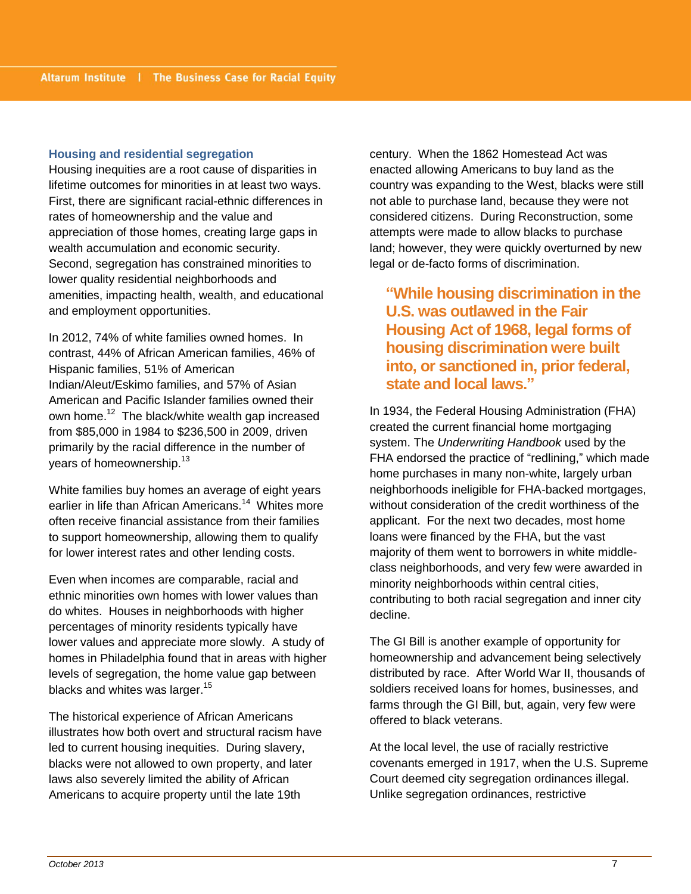### Housing and residential segregation

Housing inequities are a root cause of disparities in lifetime outcomes for minorities in at least two ways. First, there are significant racial-ethnic differences in rates of homeownership and the value and appreciation of those homes, creating large gaps in wealth accumulation and economic security. Second, segregation has constrained minorities to lower quality residential neighborhoods and amenities, impacting health, wealth, and educational and employment opportunities.

In 2012, 74% of white families owned homes. In contrast, 44% of African American families, 46% of Hispanic families, 51% of American Indian/Aleut/Eskimo families, and 57% of Asian American and Pacific Islander families owned their own home.[12] The black/white wealth gap increased from $85,000 in 1984 to $236,500 in 2009, driven primarily by the racial difference in the number of years of homeownership.[13]

White families buy homes an average of eight years earlier in life than African Americans.[14] Whites more often receive financial assistance from their families to support homeownership, allowing them to qualify for lower interest rates and other lending costs.

Even when incomes are comparable, racial and ethnic minorities own homes with lower values than do whites. Houses in neighborhoods with higher percentages of minority residents typically have lower values and appreciate more slowly. A study of homes in Philadelphia found that in areas with higher levels of segregation, the home value gap between blacks and whites was larger.[15]

The historical experience of African Americans illustrates how both overt and structural racism have led to current housing inequities. During slavery, blacks were not allowed to own property, and later laws also severely limited the ability of African Americans to acquire property until the late 19th century. When the 1862 Homestead Act was enacted allowing Americans to buy land as the country was expanding to the West, blacks were still not able to purchase land, because they were not considered citizens. During Reconstruction, some attempts were made to allow blacks to purchase land; however, they were quickly overturned by new legal or de-facto forms of discrimination.

> **"While housing discrimination in the U.S. was outlawed in the Fair Housing Act of 1968, legal forms of housing discrimination were built into, or sanctioned in, prior federal, state and local laws."**

In 1934, the Federal Housing Administration (FHA) created the current financial home mortgaging system. The *Underwriting Handbook* used by the FHA endorsed the practice of "redlining," which made home purchases in many non-white, largely urban neighborhoods ineligible for FHA-backed mortgages, without consideration of the credit worthiness of the applicant. For the next two decades, most home loans were financed by the FHA, but the vast majority of them went to borrowers in white middle-class neighborhoods, and very few were awarded in minority neighborhoods within central cities, contributing to both racial segregation and inner city decline.

The GI Bill is another example of opportunity for homeownership and advancement being selectively distributed by race. After World War II, thousands of soldiers received loans for homes, businesses, and farms through the GI Bill, but, again, very few were offered to black veterans.

At the local level, the use of racially restrictive covenants emerged in 1917, when the U.S. Supreme Court deemed city segregation ordinances illegal. Unlike segregation ordinances, restrictive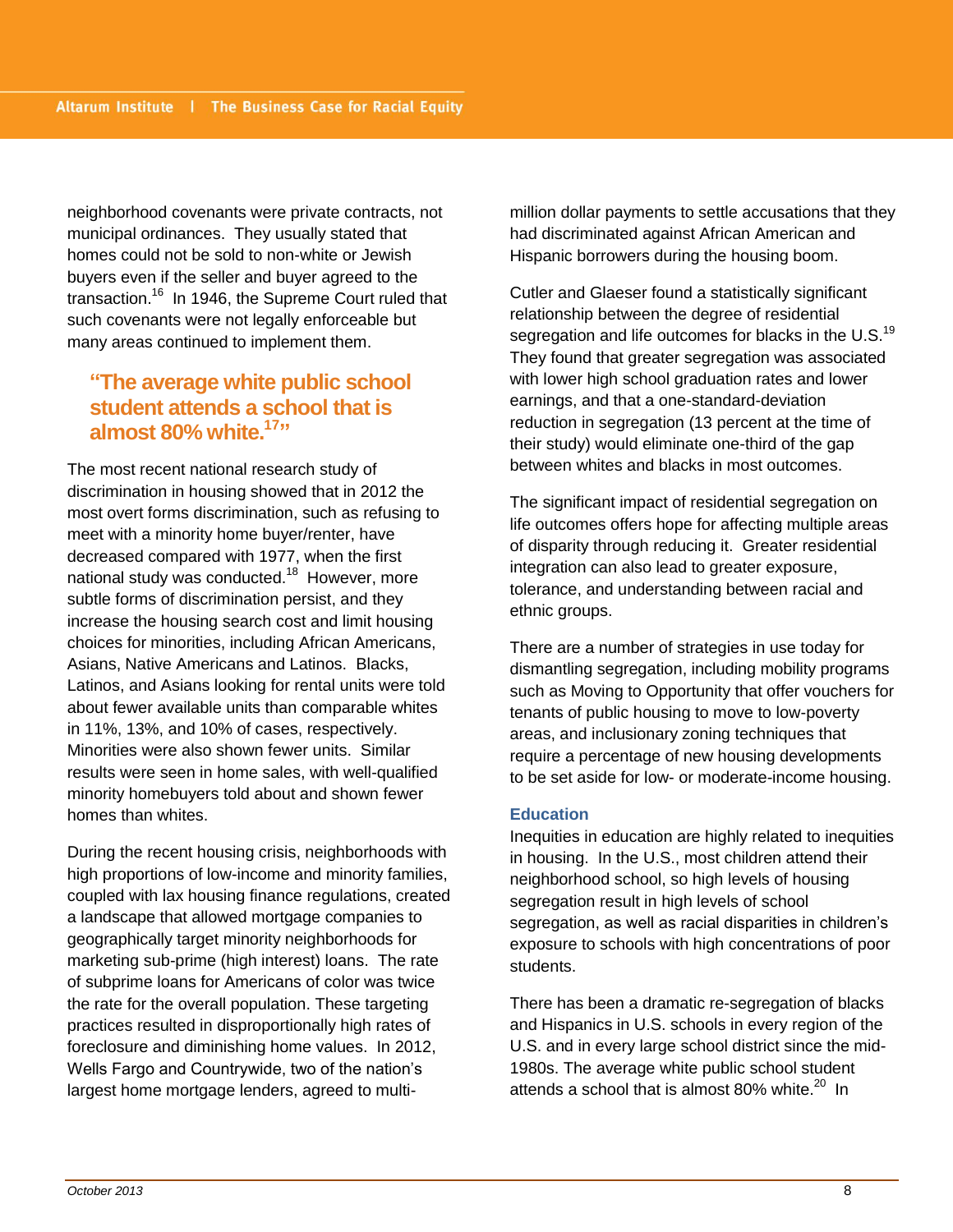neighborhood covenants were private contracts, not municipal ordinances. They usually stated that homes could not be sold to non-white or Jewish buyers even if the seller and buyer agreed to the transaction.[16] In 1946, the Supreme Court ruled that such covenants were not legally enforceable but many areas continued to implement them.

> **"The average white public school student attends a school that is almost 80% white.[17]"**

The most recent national research study of discrimination in housing showed that in 2012 the most overt forms discrimination, such as refusing to meet with a minority home buyer/renter, have decreased compared with 1977, when the first national study was conducted.[18] However, more subtle forms of discrimination persist, and they increase the housing search cost and limit housing choices for minorities, including African Americans, Asians, Native Americans and Latinos. Blacks, Latinos, and Asians looking for rental units were told about fewer available units than comparable whites in 11%, 13%, and 10% of cases, respectively. Minorities were also shown fewer units. Similar results were seen in home sales, with well-qualified minority homebuyers told about and shown fewer homes than whites.

During the recent housing crisis, neighborhoods with high proportions of low-income and minority families, coupled with lax housing finance regulations, created a landscape that allowed mortgage companies to geographically target minority neighborhoods for marketing sub-prime (high interest) loans. The rate of subprime loans for Americans of color was twice the rate for the overall population. These targeting practices resulted in disproportionally high rates of foreclosure and diminishing home values. In 2012, Wells Fargo and Countrywide, two of the nation's largest home mortgage lenders, agreed to multi-million dollar payments to settle accusations that they had discriminated against African American and Hispanic borrowers during the housing boom.

Cutler and Glaeser found a statistically significant relationship between the degree of residential segregation and life outcomes for blacks in the U.S.[19] They found that greater segregation was associated with lower high school graduation rates and lower earnings, and that a one-standard-deviation reduction in segregation (13 percent at the time of their study) would eliminate one-third of the gap between whites and blacks in most outcomes.

The significant impact of residential segregation on life outcomes offers hope for affecting multiple areas of disparity through reducing it. Greater residential integration can also lead to greater exposure, tolerance, and understanding between racial and ethnic groups.

There are a number of strategies in use today for dismantling segregation, including mobility programs such as Moving to Opportunity that offer vouchers for tenants of public housing to move to low-poverty areas, and inclusionary zoning techniques that require a percentage of new housing developments to be set aside for low- or moderate-income housing.

### Education

Inequities in education are highly related to inequities in housing. In the U.S., most children attend their neighborhood school, so high levels of housing segregation result in high levels of school segregation, as well as racial disparities in children's exposure to schools with high concentrations of poor students.

There has been a dramatic re-segregation of blacks and Hispanics in U.S. schools in every region of the U.S. and in every large school district since the mid-1980s. The average white public school student attends a school that is almost 80% white.[20] In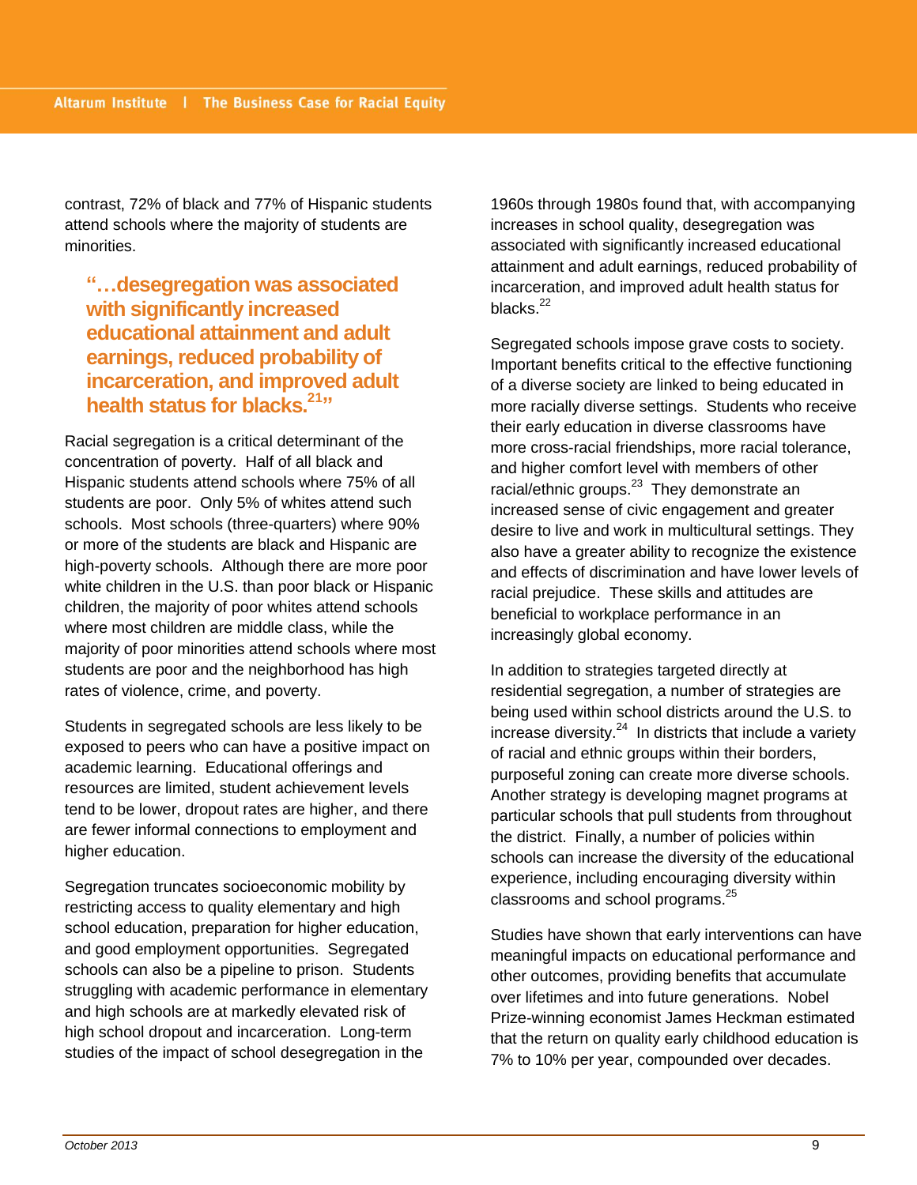contrast, 72% of black and 77% of Hispanic students attend schools where the majority of students are minorities.

> **"…desegregation was associated with significantly increased educational attainment and adult earnings, reduced probability of incarceration, and improved adult health status for blacks.[21]"**

Racial segregation is a critical determinant of the concentration of poverty. Half of all black and Hispanic students attend schools where 75% of all students are poor. Only 5% of whites attend such schools. Most schools (three-quarters) where 90% or more of the students are black and Hispanic are high-poverty schools. Although there are more poor white children in the U.S. than poor black or Hispanic children, the majority of poor whites attend schools where most children are middle class, while the majority of poor minorities attend schools where most students are poor and the neighborhood has high rates of violence, crime, and poverty.

Students in segregated schools are less likely to be exposed to peers who can have a positive impact on academic learning. Educational offerings and resources are limited, student achievement levels tend to be lower, dropout rates are higher, and there are fewer informal connections to employment and higher education.

Segregation truncates socioeconomic mobility by restricting access to quality elementary and high school education, preparation for higher education, and good employment opportunities. Segregated schools can also be a pipeline to prison. Students struggling with academic performance in elementary and high schools are at markedly elevated risk of high school dropout and incarceration. Long-term studies of the impact of school desegregation in the 1960s through 1980s found that, with accompanying increases in school quality, desegregation was associated with significantly increased educational attainment and adult earnings, reduced probability of incarceration, and improved adult health status for blacks.[22]

Segregated schools impose grave costs to society. Important benefits critical to the effective functioning of a diverse society are linked to being educated in more racially diverse settings. Students who receive their early education in diverse classrooms have more cross-racial friendships, more racial tolerance, and higher comfort level with members of other racial/ethnic groups.[23] They demonstrate an increased sense of civic engagement and greater desire to live and work in multicultural settings. They also have a greater ability to recognize the existence and effects of discrimination and have lower levels of racial prejudice. These skills and attitudes are beneficial to workplace performance in an increasingly global economy.

In addition to strategies targeted directly at residential segregation, a number of strategies are being used within school districts around the U.S. to increase diversity.[24] In districts that include a variety of racial and ethnic groups within their borders, purposeful zoning can create more diverse schools. Another strategy is developing magnet programs at particular schools that pull students from throughout the district. Finally, a number of policies within schools can increase the diversity of the educational experience, including encouraging diversity within classrooms and school programs.[25]

Studies have shown that early interventions can have meaningful impacts on educational performance and other outcomes, providing benefits that accumulate over lifetimes and into future generations. Nobel Prize-winning economist James Heckman estimated that the return on quality early childhood education is 7% to 10% per year, compounded over decades.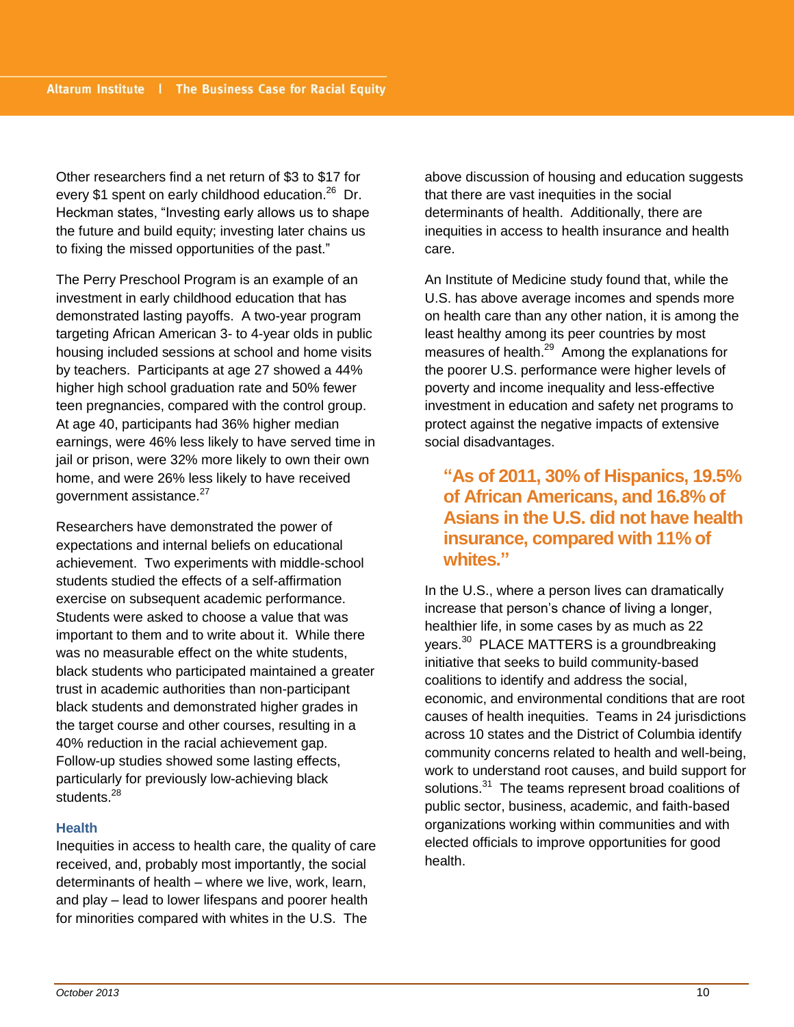Other researchers find a net return of $3 to $17 for every $1 spent on early childhood education.[26] Dr. Heckman states, "Investing early allows us to shape the future and build equity; investing later chains us to fixing the missed opportunities of the past."

The Perry Preschool Program is an example of an investment in early childhood education that has demonstrated lasting payoffs. A two-year program targeting African American 3- to 4-year olds in public housing included sessions at school and home visits by teachers. Participants at age 27 showed a 44% higher high school graduation rate and 50% fewer teen pregnancies, compared with the control group. At age 40, participants had 36% higher median earnings, were 46% less likely to have served time in jail or prison, were 32% more likely to own their own home, and were 26% less likely to have received government assistance.[27]

Researchers have demonstrated the power of expectations and internal beliefs on educational achievement. Two experiments with middle-school students studied the effects of a self-affirmation exercise on subsequent academic performance. Students were asked to choose a value that was important to them and to write about it. While there was no measurable effect on the white students, black students who participated maintained a greater trust in academic authorities than non-participant black students and demonstrated higher grades in the target course and other courses, resulting in a 40% reduction in the racial achievement gap. Follow-up studies showed some lasting effects, particularly for previously low-achieving black students.[28]

### Health

Inequities in access to health care, the quality of care received, and, probably most importantly, the social determinants of health – where we live, work, learn, and play – lead to lower lifespans and poorer health for minorities compared with whites in the U.S. The above discussion of housing and education suggests that there are vast inequities in the social determinants of health. Additionally, there are inequities in access to health insurance and health care.

An Institute of Medicine study found that, while the U.S. has above average incomes and spends more on health care than any other nation, it is among the least healthy among its peer countries by most measures of health.[29] Among the explanations for the poorer U.S. performance were higher levels of poverty and income inequality and less-effective investment in education and safety net programs to protect against the negative impacts of extensive social disadvantages.

> **"As of 2011, 30% of Hispanics, 19.5% of African Americans, and 16.8% of Asians in the U.S. did not have health insurance, compared with 11% of whites."**

In the U.S., where a person lives can dramatically increase that person's chance of living a longer, healthier life, in some cases by as much as 22 years.[30] PLACE MATTERS is a groundbreaking initiative that seeks to build community-based coalitions to identify and address the social, economic, and environmental conditions that are root causes of health inequities. Teams in 24 jurisdictions across 10 states and the District of Columbia identify community concerns related to health and well-being, work to understand root causes, and build support for solutions.[31] The teams represent broad coalitions of public sector, business, academic, and faith-based organizations working within communities and with elected officials to improve opportunities for good health.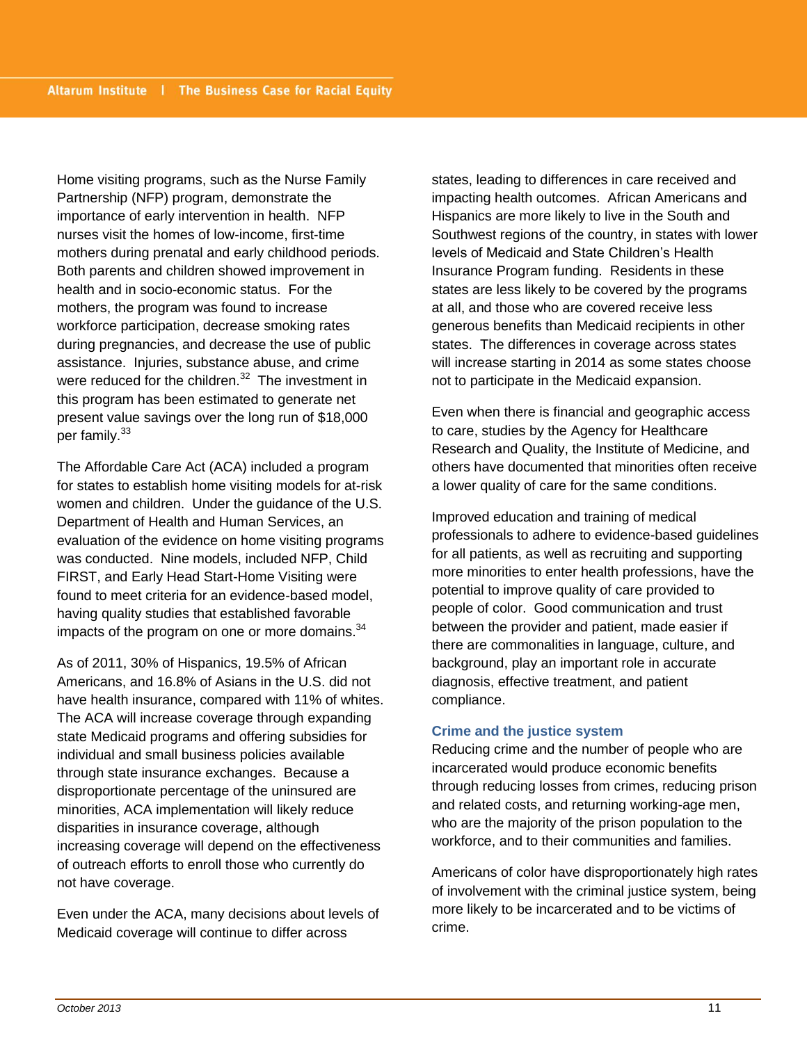Home visiting programs, such as the Nurse Family Partnership (NFP) program, demonstrate the importance of early intervention in health. NFP nurses visit the homes of low-income, first-time mothers during prenatal and early childhood periods. Both parents and children showed improvement in health and in socio-economic status. For the mothers, the program was found to increase workforce participation, decrease smoking rates during pregnancies, and decrease the use of public assistance. Injuries, substance abuse, and crime were reduced for the children.[32] The investment in this program has been estimated to generate net present value savings over the long run of $18,000 per family.[33]

The Affordable Care Act (ACA) included a program for states to establish home visiting models for at-risk women and children. Under the guidance of the U.S. Department of Health and Human Services, an evaluation of the evidence on home visiting programs was conducted. Nine models, included NFP, Child FIRST, and Early Head Start-Home Visiting were found to meet criteria for an evidence-based model, having quality studies that established favorable impacts of the program on one or more domains.[34]

As of 2011, 30% of Hispanics, 19.5% of African Americans, and 16.8% of Asians in the U.S. did not have health insurance, compared with 11% of whites. The ACA will increase coverage through expanding state Medicaid programs and offering subsidies for individual and small business policies available through state insurance exchanges. Because a disproportionate percentage of the uninsured are minorities, ACA implementation will likely reduce disparities in insurance coverage, although increasing coverage will depend on the effectiveness of outreach efforts to enroll those who currently do not have coverage.

Even under the ACA, many decisions about levels of Medicaid coverage will continue to differ across states, leading to differences in care received and impacting health outcomes. African Americans and Hispanics are more likely to live in the South and Southwest regions of the country, in states with lower levels of Medicaid and State Children's Health Insurance Program funding. Residents in these states are less likely to be covered by the programs at all, and those who are covered receive less generous benefits than Medicaid recipients in other states. The differences in coverage across states will increase starting in 2014 as some states choose not to participate in the Medicaid expansion.

Even when there is financial and geographic access to care, studies by the Agency for Healthcare Research and Quality, the Institute of Medicine, and others have documented that minorities often receive a lower quality of care for the same conditions.

Improved education and training of medical professionals to adhere to evidence-based guidelines for all patients, as well as recruiting and supporting more minorities to enter health professions, have the potential to improve quality of care provided to people of color. Good communication and trust between the provider and patient, made easier if there are commonalities in language, culture, and background, play an important role in accurate diagnosis, effective treatment, and patient compliance.

### Crime and the justice system

Reducing crime and the number of people who are incarcerated would produce economic benefits through reducing losses from crimes, reducing prison and related costs, and returning working-age men, who are the majority of the prison population to the workforce, and to their communities and families.

Americans of color have disproportionately high rates of involvement with the criminal justice system, being more likely to be incarcerated and to be victims of crime.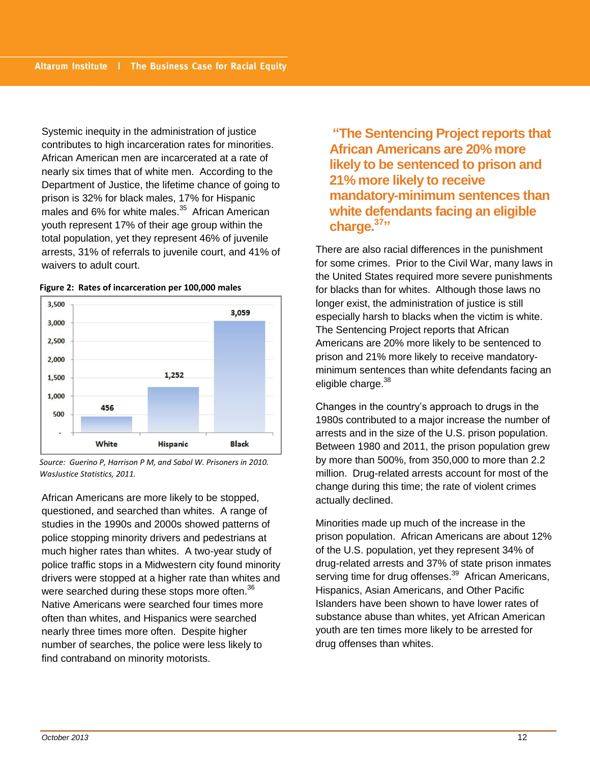Systemic inequity in the administration of justice contributes to high incarceration rates for minorities. African American men are incarcerated at a rate of nearly six times that of white men. According to the Department of Justice, the lifetime chance of going to prison is 32% for black males, 17% for Hispanic males and 6% for white males.[35] African American youth represent 17% of their age group within the total population, yet they represent 46% of juvenile arrests, 31% of referrals to juvenile court, and 41% of waivers to adult court.

**Figure 2: Rates of incarceration per 100,000 males**

| | White | Hispanic | Black |
|---|---|---|---|
| Rate per 100,000 males | 456 | 1,252 | 3,059 |

*Source: Guerino P, Harrison P M, and Sabol W. Prisoners in 2010. WasJustice Statistics, 2011.*

African Americans are more likely to be stopped, questioned, and searched than whites. A range of studies in the 1990s and 2000s showed patterns of police stopping minority drivers and pedestrians at much higher rates than whites. A two-year study of police traffic stops in a Midwestern city found minority drivers were stopped at a higher rate than whites and were searched during these stops more often.[36] Native Americans were searched four times more often than whites, and Hispanics were searched nearly three times more often. Despite higher number of searches, the police were less likely to find contraband on minority motorists.

**"The Sentencing Project reports that African Americans are 20% more likely to be sentenced to prison and 21% more likely to receive mandatory-minimum sentences than white defendants facing an eligible charge.[37]"**

There are also racial differences in the punishment for some crimes. Prior to the Civil War, many laws in the United States required more severe punishments for blacks than for whites. Although those laws no longer exist, the administration of justice is still especially harsh to blacks when the victim is white. The Sentencing Project reports that African Americans are 20% more likely to be sentenced to prison and 21% more likely to receive mandatory-minimum sentences than white defendants facing an eligible charge.[38]

Changes in the country's approach to drugs in the 1980s contributed to a major increase the number of arrests and in the size of the U.S. prison population. Between 1980 and 2011, the prison population grew by more than 500%, from 350,000 to more than 2.2 million. Drug-related arrests account for most of the change during this time; the rate of violent crimes actually declined.

Minorities made up much of the increase in the prison population. African Americans are about 12% of the U.S. population, yet they represent 34% of drug-related arrests and 37% of state prison inmates serving time for drug offenses.[39] African Americans, Hispanics, Asian Americans, and Other Pacific Islanders have been shown to have lower rates of substance abuse than whites, yet African American youth are ten times more likely to be arrested for drug offenses than whites.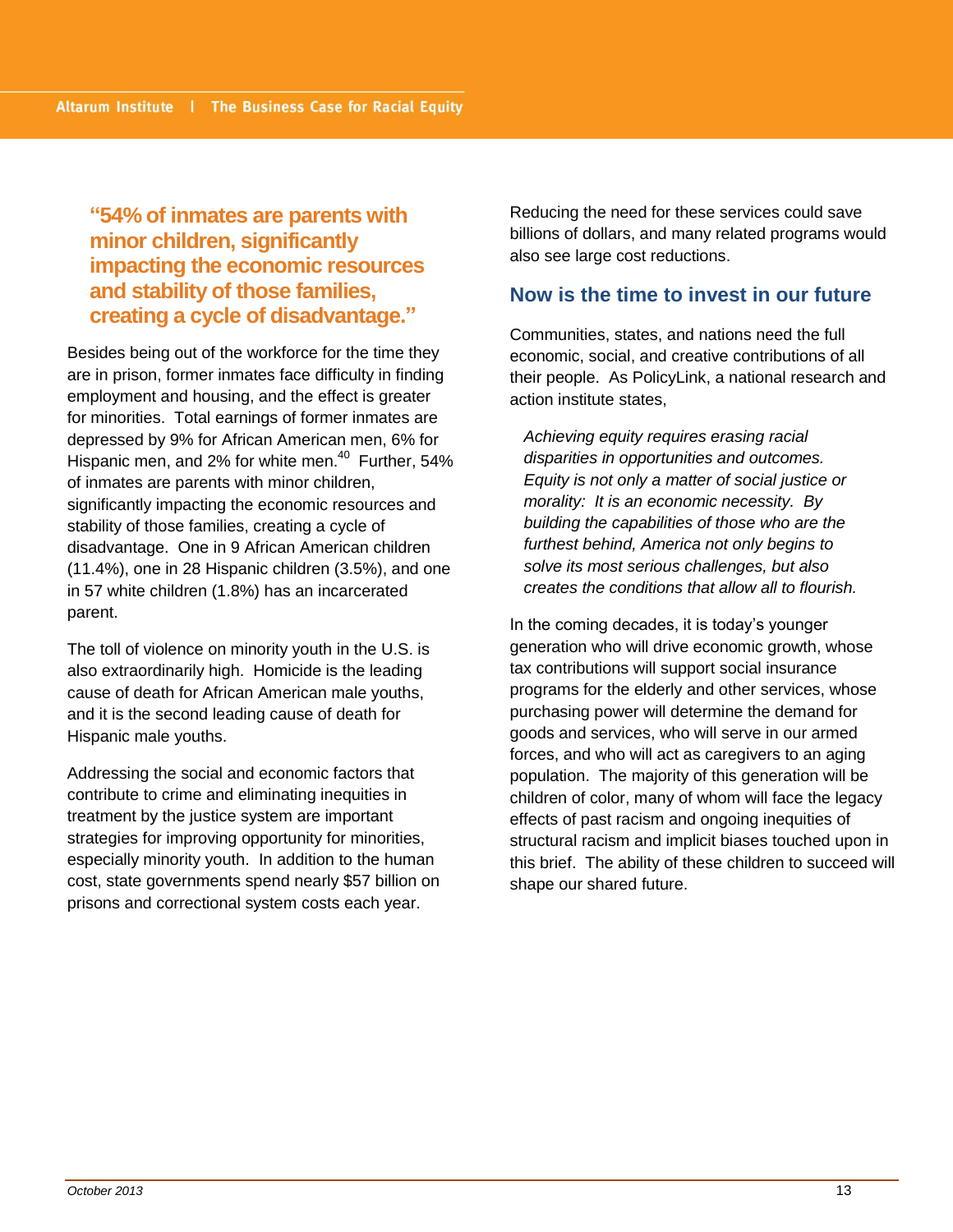**"54% of inmates are parents with minor children, significantly impacting the economic resources and stability of those families, creating a cycle of disadvantage."**

Besides being out of the workforce for the time they are in prison, former inmates face difficulty in finding employment and housing, and the effect is greater for minorities. Total earnings of former inmates are depressed by 9% for African American men, 6% for Hispanic men, and 2% for white men.[40] Further, 54% of inmates are parents with minor children, significantly impacting the economic resources and stability of those families, creating a cycle of disadvantage. One in 9 African American children (11.4%), one in 28 Hispanic children (3.5%), and one in 57 white children (1.8%) has an incarcerated parent.

The toll of violence on minority youth in the U.S. is also extraordinarily high. Homicide is the leading cause of death for African American male youths, and it is the second leading cause of death for Hispanic male youths.

Addressing the social and economic factors that contribute to crime and eliminating inequities in treatment by the justice system are important strategies for improving opportunity for minorities, especially minority youth. In addition to the human cost, state governments spend nearly $57 billion on prisons and correctional system costs each year. Reducing the need for these services could save billions of dollars, and many related programs would also see large cost reductions.

## Now is the time to invest in our future

Communities, states, and nations need the full economic, social, and creative contributions of all their people. As PolicyLink, a national research and action institute states,

> *Achieving equity requires erasing racial disparities in opportunities and outcomes. Equity is not only a matter of social justice or morality: It is an economic necessity. By building the capabilities of those who are the furthest behind, America not only begins to solve its most serious challenges, but also creates the conditions that allow all to flourish.*

In the coming decades, it is today's younger generation who will drive economic growth, whose tax contributions will support social insurance programs for the elderly and other services, whose purchasing power will determine the demand for goods and services, who will serve in our armed forces, and who will act as caregivers to an aging population. The majority of this generation will be children of color, many of whom will face the legacy effects of past racism and ongoing inequities of structural racism and implicit biases touched upon in this brief. The ability of these children to succeed will shape our shared future.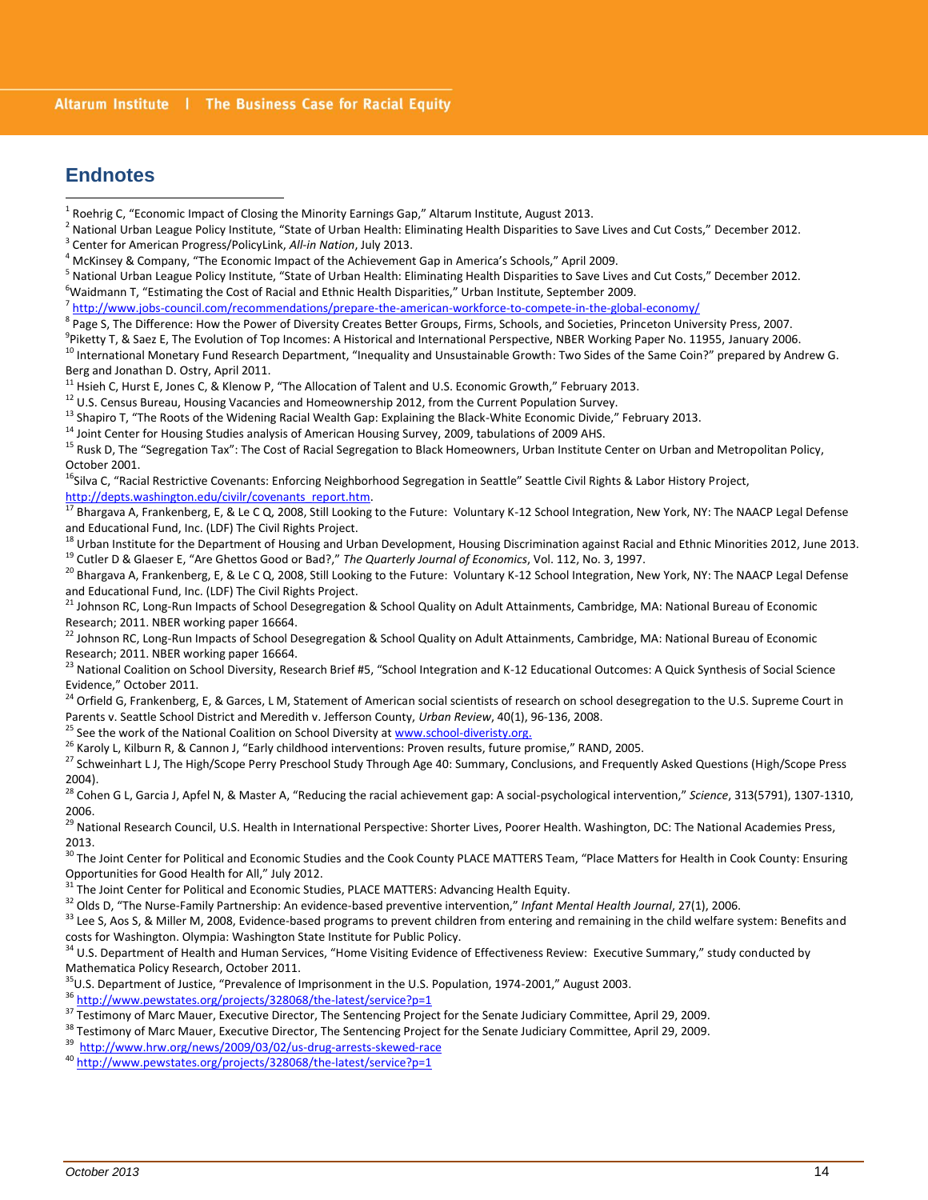## Endnotes

[1] Roehrig C, "Economic Impact of Closing the Minority Earnings Gap," Altarum Institute, August 2013.
[2] National Urban League Policy Institute, "State of Urban Health: Eliminating Health Disparities to Save Lives and Cut Costs," December 2012.
[3] Center for American Progress/PolicyLink, *All-in Nation*, July 2013.
[4] McKinsey & Company, "The Economic Impact of the Achievement Gap in America's Schools," April 2009.
[5] National Urban League Policy Institute, "State of Urban Health: Eliminating Health Disparities to Save Lives and Cut Costs," December 2012.
[6] Waidmann T, "Estimating the Cost of Racial and Ethnic Health Disparities," Urban Institute, September 2009.
[7] http://www.jobs-council.com/recommendations/prepare-the-american-workforce-to-compete-in-the-global-economy/
[8] Page S, The Difference: How the Power of Diversity Creates Better Groups, Firms, Schools, and Societies, Princeton University Press, 2007.
[9] Piketty T, & Saez E, The Evolution of Top Incomes: A Historical and International Perspective, NBER Working Paper No. 11955, January 2006.
[10] International Monetary Fund Research Department, "Inequality and Unsustainable Growth: Two Sides of the Same Coin?" prepared by Andrew G. Berg and Jonathan D. Ostry, April 2011.
[11] Hsieh C, Hurst E, Jones C, & Klenow P, "The Allocation of Talent and U.S. Economic Growth," February 2013.
[12] U.S. Census Bureau, Housing Vacancies and Homeownership 2012, from the Current Population Survey.
[13] Shapiro T, "The Roots of the Widening Racial Wealth Gap: Explaining the Black-White Economic Divide," February 2013.
[14] Joint Center for Housing Studies analysis of American Housing Survey, 2009, tabulations of 2009 AHS.
[15] Rusk D, The "Segregation Tax": The Cost of Racial Segregation to Black Homeowners, Urban Institute Center on Urban and Metropolitan Policy, October 2001.
[16] Silva C, "Racial Restrictive Covenants: Enforcing Neighborhood Segregation in Seattle" Seattle Civil Rights & Labor History Project, http://depts.washington.edu/civilr/covenants_report.htm.
[17] Bhargava A, Frankenberg, E, & Le C Q, 2008, Still Looking to the Future: Voluntary K-12 School Integration, New York, NY: The NAACP Legal Defense and Educational Fund, Inc. (LDF) The Civil Rights Project.
[18] Urban Institute for the Department of Housing and Urban Development, Housing Discrimination against Racial and Ethnic Minorities 2012, June 2013.
[19] Cutler D & Glaeser E, "Are Ghettos Good or Bad?," *The Quarterly Journal of Economics*, Vol. 112, No. 3, 1997.
[20] Bhargava A, Frankenberg, E, & Le C Q, 2008, Still Looking to the Future: Voluntary K-12 School Integration, New York, NY: The NAACP Legal Defense and Educational Fund, Inc. (LDF) The Civil Rights Project.
[21] Johnson RC, Long-Run Impacts of School Desegregation & School Quality on Adult Attainments, Cambridge, MA: National Bureau of Economic Research; 2011. NBER working paper 16664.
[22] Johnson RC, Long-Run Impacts of School Desegregation & School Quality on Adult Attainments, Cambridge, MA: National Bureau of Economic Research; 2011. NBER working paper 16664.
[23] National Coalition on School Diversity, Research Brief #5, "School Integration and K-12 Educational Outcomes: A Quick Synthesis of Social Science Evidence," October 2011.
[24] Orfield G, Frankenberg, E, & Garces, L M, Statement of American social scientists of research on school desegregation to the U.S. Supreme Court in Parents v. Seattle School District and Meredith v. Jefferson County, *Urban Review*, 40(1), 96-136, 2008.
[25] See the work of the National Coalition on School Diversity at www.school-diveristy.org.
[26] Karoly L, Kilburn R, & Cannon J, "Early childhood interventions: Proven results, future promise," RAND, 2005.
[27] Schweinhart L J, The High/Scope Perry Preschool Study Through Age 40: Summary, Conclusions, and Frequently Asked Questions (High/Scope Press 2004).
[28] Cohen G L, Garcia J, Apfel N, & Master A, "Reducing the racial achievement gap: A social-psychological intervention," *Science*, 313(5791), 1307-1310, 2006.
[29] National Research Council, U.S. Health in International Perspective: Shorter Lives, Poorer Health. Washington, DC: The National Academies Press, 2013.
[30] The Joint Center for Political and Economic Studies and the Cook County PLACE MATTERS Team, "Place Matters for Health in Cook County: Ensuring Opportunities for Good Health for All," July 2012.
[31] The Joint Center for Political and Economic Studies, PLACE MATTERS: Advancing Health Equity.
[32] Olds D, "The Nurse-Family Partnership: An evidence-based preventive intervention," *Infant Mental Health Journal*, 27(1), 2006.
[33] Lee S, Aos S, & Miller M, 2008, Evidence-based programs to prevent children from entering and remaining in the child welfare system: Benefits and costs for Washington. Olympia: Washington State Institute for Public Policy.
[34] U.S. Department of Health and Human Services, "Home Visiting Evidence of Effectiveness Review: Executive Summary," study conducted by Mathematica Policy Research, October 2011.
[35] U.S. Department of Justice, "Prevalence of Imprisonment in the U.S. Population, 1974-2001," August 2003.
[36] http://www.pewstates.org/projects/328068/the-latest/service?p=1
[37] Testimony of Marc Mauer, Executive Director, The Sentencing Project for the Senate Judiciary Committee, April 29, 2009.
[38] Testimony of Marc Mauer, Executive Director, The Sentencing Project for the Senate Judiciary Committee, April 29, 2009.
[39] http://www.hrw.org/news/2009/03/02/us-drug-arrests-skewed-race
[40] http://www.pewstates.org/projects/328068/the-latest/service?p=1